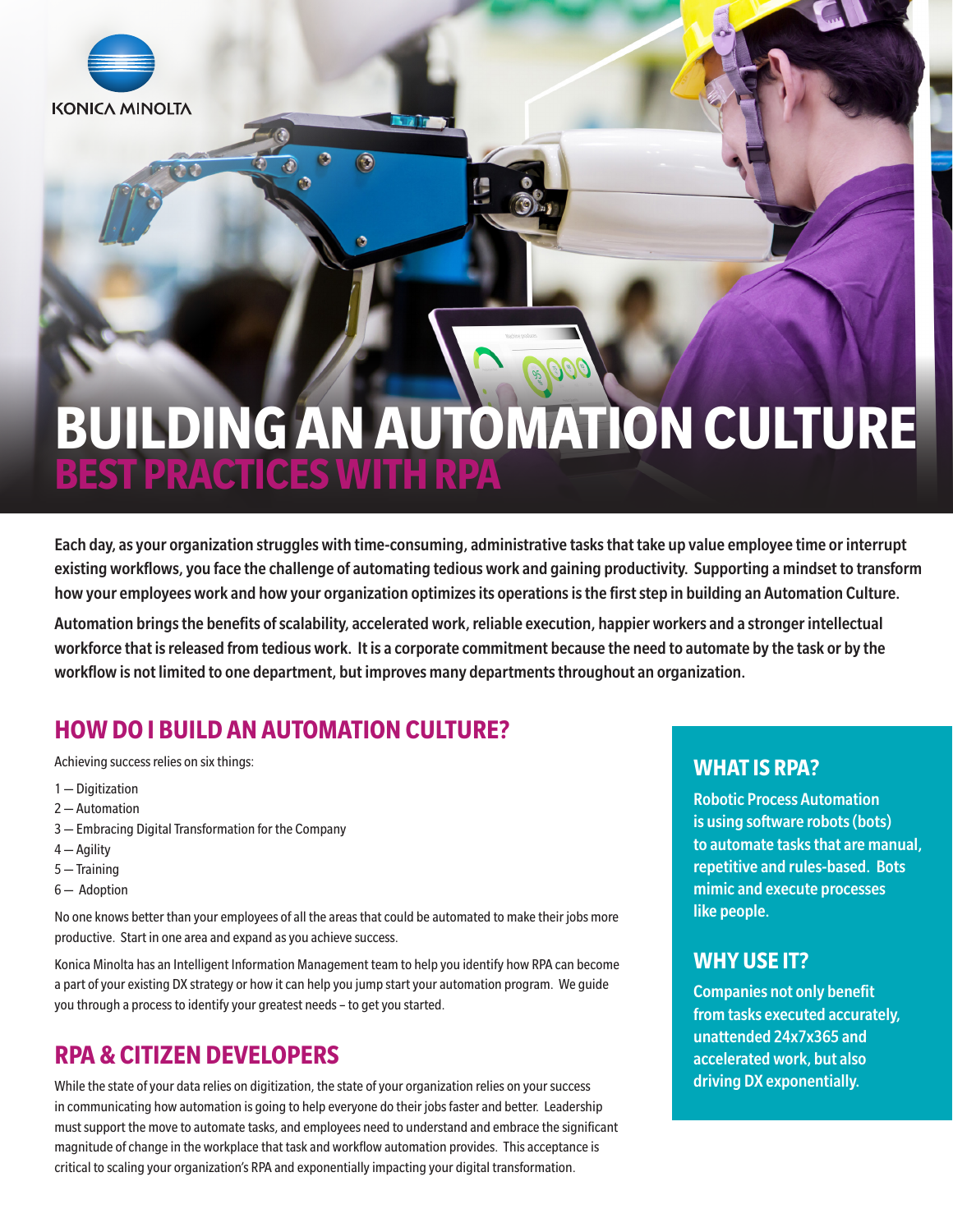KONICA MINOLTA

# BUILDING AN AUTOMATION CULTURE

## BEST PRACTICES WITH RPA

**Each day, as your organization struggles with time-consuming, administrative tasks that take up value employee time or interrupt existing workflows, you face the challenge of automating tedious work and gaining productivity. Supporting a mindset to transform how your employees work and how your organization optimizes its operations is the first step in building an Automation Culture.**

**Automation brings the benefits of scalability, accelerated work, reliable execution, happier workers and a stronger intellectual workforce that is released from tedious work. It is a corporate commitment because the need to automate by the task or by the workflow is not limited to one department, but improves many departments throughout an organization.**

## HOW DO I BUILD AN AUTOMATION CULTURE?

Achieving success relies on six things:

1 — Digitization
2 — Automation
3 — Embracing Digital Transformation for the Company
4 — Agility
5 — Training
6 — Adoption

No one knows better than your employees of all the areas that could be automated to make their jobs more productive. Start in one area and expand as you achieve success.

Konica Minolta has an Intelligent Information Management team to help you identify how RPA can become a part of your existing DX strategy or how it can help you jump start your automation program. We guide you through a process to identify your greatest needs – to get you started.

## RPA & CITIZEN DEVELOPERS

While the state of your data relies on digitization, the state of your organization relies on your success in communicating how automation is going to help everyone do their jobs faster and better. Leadership must support the move to automate tasks, and employees need to understand and embrace the significant magnitude of change in the workplace that task and workflow automation provides. This acceptance is critical to scaling your organization's RPA and exponentially impacting your digital transformation.

### WHAT IS RPA?

**Robotic Process Automation is using software robots (bots) to automate tasks that are manual, repetitive and rules-based. Bots mimic and execute processes like people.**

### WHY USE IT?

**Companies not only benefit from tasks executed accurately, unattended 24x7x365 and accelerated work, but also driving DX exponentially.**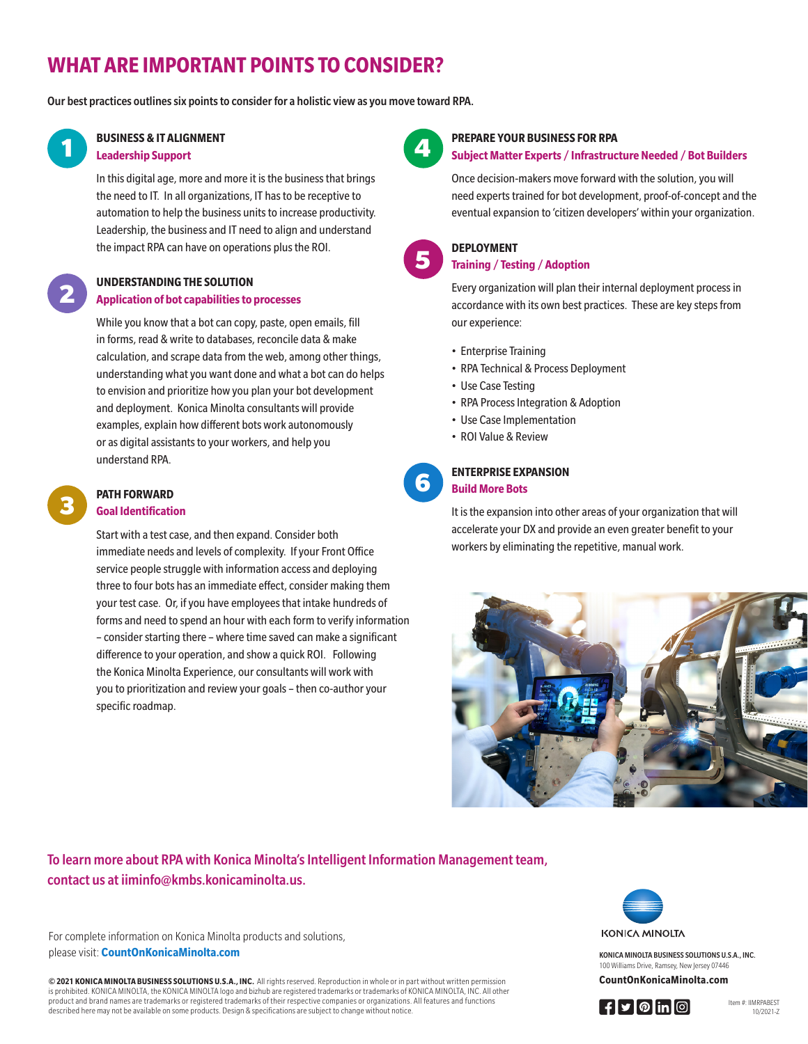# WHAT ARE IMPORTANT POINTS TO CONSIDER?

**Our best practices outlines six points to consider for a holistic view as you move toward RPA.**

## 1 BUSINESS & IT ALIGNMENT

### Leadership Support

In this digital age, more and more it is the business that brings the need to IT. In all organizations, IT has to be receptive to automation to help the business units to increase productivity. Leadership, the business and IT need to align and understand the impact RPA can have on operations plus the ROI.

## 2 UNDERSTANDING THE SOLUTION

### Application of bot capabilities to processes

While you know that a bot can copy, paste, open emails, fill in forms, read & write to databases, reconcile data & make calculation, and scrape data from the web, among other things, understanding what you want done and what a bot can do helps to envision and prioritize how you plan your bot development and deployment. Konica Minolta consultants will provide examples, explain how different bots work autonomously or as digital assistants to your workers, and help you understand RPA.

## 3 PATH FORWARD

### Goal Identification

Start with a test case, and then expand. Consider both immediate needs and levels of complexity. If your Front Office service people struggle with information access and deploying three to four bots has an immediate effect, consider making them your test case. Or, if you have employees that intake hundreds of forms and need to spend an hour with each form to verify information – consider starting there – where time saved can make a significant difference to your operation, and show a quick ROI. Following the Konica Minolta Experience, our consultants will work with you to prioritization and review your goals – then co-author your specific roadmap.

## 4 PREPARE YOUR BUSINESS FOR RPA

### Subject Matter Experts / Infrastructure Needed / Bot Builders

Once decision-makers move forward with the solution, you will need experts trained for bot development, proof-of-concept and the eventual expansion to 'citizen developers' within your organization.

## 5 DEPLOYMENT

### Training / Testing / Adoption

Every organization will plan their internal deployment process in accordance with its own best practices. These are key steps from our experience:

- Enterprise Training
- RPA Technical & Process Deployment
- Use Case Testing
- RPA Process Integration & Adoption
- Use Case Implementation
- ROI Value & Review

## 6 ENTERPRISE EXPANSION

### Build More Bots

It is the expansion into other areas of your organization that will accelerate your DX and provide an even greater benefit to your workers by eliminating the repetitive, manual work.

**To learn more about RPA with Konica Minolta's Intelligent Information Management team, contact us at iiminfo@kmbs.konicaminolta.us.**

For complete information on Konica Minolta products and solutions, please visit: **CountOnKonicaMinolta.com**

KONICA MINOLTA

**KONICA MINOLTA BUSINESS SOLUTIONS U.S.A., INC.**
100 Williams Drive, Ramsey, New Jersey 07446
**CountOnKonicaMinolta.com**

**© 2021 KONICA MINOLTA BUSINESS SOLUTIONS U.S.A., INC.** All rights reserved. Reproduction in whole or in part without written permission is prohibited. KONICA MINOLTA, the KONICA MINOLTA logo and bizhub are registered trademarks or trademarks of KONICA MINOLTA, INC. All other product and brand names are trademarks or registered trademarks of their respective companies or organizations. All features and functions described here may not be available on some products. Design & specifications are subject to change without notice.

Item #: IIMRPABEST
10/2021-Z